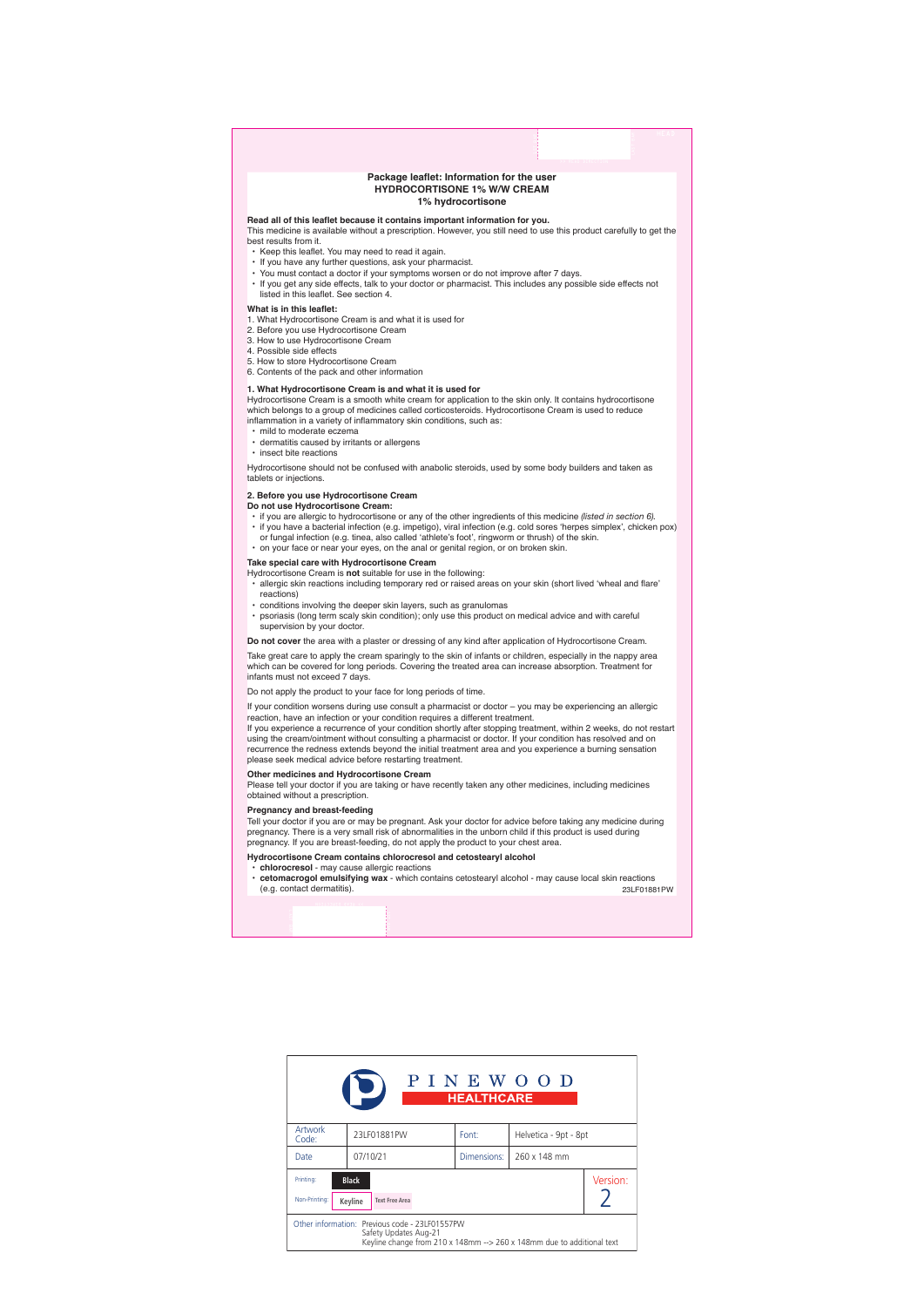**Package leaflet: Information for the user**
**HYDROCORTISONE 1% W/W CREAM**
**1% hydrocortisone**

**Read all of this leaflet because it contains important information for you.**
This medicine is available without a prescription. However, you still need to use this product carefully to get the best results from it.

- Keep this leaflet. You may need to read it again.
- If you have any further questions, ask your pharmacist.
- You must contact a doctor if your symptoms worsen or do not improve after 7 days.
- If you get any side effects, talk to your doctor or pharmacist. This includes any possible side effects not listed in this leaflet. See section 4.

**What is in this leaflet:**
1. What Hydrocortisone Cream is and what it is used for
2. Before you use Hydrocortisone Cream
3. How to use Hydrocortisone Cream
4. Possible side effects
5. How to store Hydrocortisone Cream
6. Contents of the pack and other information

## 1. What Hydrocortisone Cream is and what it is used for

Hydrocortisone Cream is a smooth white cream for application to the skin only. It contains hydrocortisone which belongs to a group of medicines called corticosteroids. Hydrocortisone Cream is used to reduce inflammation in a variety of inflammatory skin conditions, such as:

- mild to moderate eczema
- dermatitis caused by irritants or allergens
- insect bite reactions

Hydrocortisone should not be confused with anabolic steroids, used by some body builders and taken as tablets or injections.

## 2. Before you use Hydrocortisone Cream

**Do not use Hydrocortisone Cream:**

- if you are allergic to hydrocortisone or any of the other ingredients of this medicine *(listed in section 6)*.
- if you have a bacterial infection (e.g. impetigo), viral infection (e.g. cold sores 'herpes simplex', chicken pox) or fungal infection (e.g. tinea, also called 'athlete's foot', ringworm or thrush) of the skin.
- on your face or near your eyes, on the anal or genital region, or on broken skin.

**Take special care with Hydrocortisone Cream**
Hydrocortisone Cream is **not** suitable for use in the following:

- allergic skin reactions including temporary red or raised areas on your skin (short lived 'wheal and flare' reactions)
- conditions involving the deeper skin layers, such as granulomas
- psoriasis (long term scaly skin condition); only use this product on medical advice and with careful supervision by your doctor.

**Do not cover** the area with a plaster or dressing of any kind after application of Hydrocortisone Cream.

Take great care to apply the cream sparingly to the skin of infants or children, especially in the nappy area which can be covered for long periods. Covering the treated area can increase absorption. Treatment for infants must not exceed 7 days.

Do not apply the product to your face for long periods of time.

If your condition worsens during use consult a pharmacist or doctor – you may be experiencing an allergic reaction, have an infection or your condition requires a different treatment.
If you experience a recurrence of your condition shortly after stopping treatment, within 2 weeks, do not restart using the cream/ointment without consulting a pharmacist or doctor. If your condition has resolved and on recurrence the redness extends beyond the initial treatment area and you experience a burning sensation please seek medical advice before restarting treatment.

**Other medicines and Hydrocortisone Cream**
Please tell your doctor if you are taking or have recently taken any other medicines, including medicines obtained without a prescription.

**Pregnancy and breast-feeding**
Tell your doctor if you are or may be pregnant. Ask your doctor for advice before taking any medicine during pregnancy. There is a very small risk of abnormalities in the unborn child if this product is used during pregnancy. If you are breast-feeding, do not apply the product to your chest area.

**Hydrocortisone Cream contains chlorocresol and cetostearyl alcohol**

- **chlorocresol** - may cause allergic reactions
- **cetomacrogol emulsifying wax** - which contains cetostearyl alcohol - may cause local skin reactions (e.g. contact dermatitis).

23LF01881PW

PINEWOOD HEALTHCARE

| Artwork Code: | 23LF01881PW | Font: | Helvetica - 9pt - 8pt | |
|---|---|---|---|---|
| Date | 07/10/21 | Dimensions: | 260 x 148 mm | |
| Printing: Black | | | | Version: 2 |
| Non-Printing: Keyline, Text Free Area | | | | |
| Other information: | Previous code - 23LF01557PW<br>Safety Updates Aug-21<br>Keyline change from 210 x 148mm --> 260 x 148mm due to additional text | | | |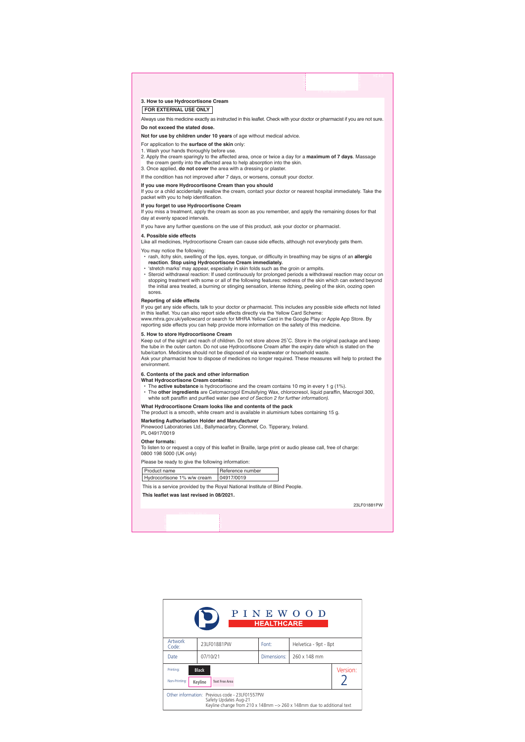### 3. How to use Hydrocortisone Cream

**FOR EXTERNAL USE ONLY**

Always use this medicine exactly as instructed in this leaflet. Check with your doctor or pharmacist if you are not sure.

**Do not exceed the stated dose.**

**Not for use by children under 10 years** of age without medical advice.

For application to the **surface of the skin** only:

1. Wash your hands thoroughly before use.
2. Apply the cream sparingly to the affected area, once or twice a day for a **maximum of 7 days**. Massage the cream gently into the affected area to help absorption into the skin.
3. Once applied, **do not cover** the area with a dressing or plaster.

If the condition has not improved after 7 days, or worsens, consult your doctor.

**If you use more Hydrocortisone Cream than you should**

If you or a child accidentally swallow the cream, contact your doctor or nearest hospital immediately. Take the packet with you to help identification.

**If you forget to use Hydrocortisone Cream**

If you miss a treatment, apply the cream as soon as you remember, and apply the remaining doses for that day at evenly spaced intervals.

If you have any further questions on the use of this product, ask your doctor or pharmacist.

### 4. Possible side effects

Like all medicines, Hydrocortisone Cream can cause side effects, although not everybody gets them.

You may notice the following:

- rash, itchy skin, swelling of the lips, eyes, tongue, or difficulty in breathing may be signs of an **allergic reaction. Stop using Hydrocortisone Cream immediately.**
- 'stretch marks' may appear, especially in skin folds such as the groin or armpits.
- Steroid withdrawal reaction: If used continuously for prolonged periods a withdrawal reaction may occur on stopping treatment with some or all of the following features: redness of the skin which can extend beyond the initial area treated, a burning or stinging sensation, intense itching, peeling of the skin, oozing open sores.

**Reporting of side effects**

If you get any side effects, talk to your doctor or pharmacist. This includes any possible side effects not listed in this leaflet. You can also report side effects directly via the Yellow Card Scheme:
www.mhra.gov.uk/yellowcard or search for MHRA Yellow Card in the Google Play or Apple App Store. By reporting side effects you can help provide more information on the safety of this medicine.

### 5. How to store Hydrocortisone Cream

Keep out of the sight and reach of children. Do not store above 25˚C. Store in the original package and keep the tube in the outer carton. Do not use Hydrocortisone Cream after the expiry date which is stated on the tube/carton. Medicines should not be disposed of via wastewater or household waste.
Ask your pharmacist how to dispose of medicines no longer required. These measures will help to protect the environment.

### 6. Contents of the pack and other information

**What Hydrocortisone Cream contains:**

- The **active substance** is hydrocortisone and the cream contains 10 mg in every 1 g (1%).
- The **other ingredients** are Cetomacrogol Emulsifying Wax, chlorocresol, liquid paraffin, Macrogol 300, white soft paraffin and purified water *(see end of Section 2 for further information).*

**What Hydrocortisone Cream looks like and contents of the pack**

The product is a smooth, white cream and is available in aluminium tubes containing 15 g.

**Marketing Authorisation Holder and Manufacturer**

Pinewood Laboratories Ltd., Ballymacarbry, Clonmel, Co. Tipperary, Ireland.
PL 04917/0019

**Other formats:**

To listen to or request a copy of this leaflet in Braille, large print or audio please call, free of charge:
0800 198 5000 (UK only)

Please be ready to give the following information:

| Product name | Reference number |
|---|---|
| Hydrocortisone 1% w/w cream | 04917/0019 |

This is a service provided by the Royal National Institute of Blind People.

**This leaflet was last revised in 08/2021.**

23LF01881PW

PINEWOOD HEALTHCARE

| | | | |
|---|---|---|---|
| Artwork Code: | 23LF01881PW | Font: | Helvetica - 9pt - 8pt |
| Date | 07/10/21 | Dimensions: | 260 x 148 mm |

Printing: Black

Non-Printing: Keyline, Text Free Area

Version: 2

Other information: Previous code - 23LF01557PW
Safety Updates Aug-21
Keyline change from 210 x 148mm --> 260 x 148mm due to additional text